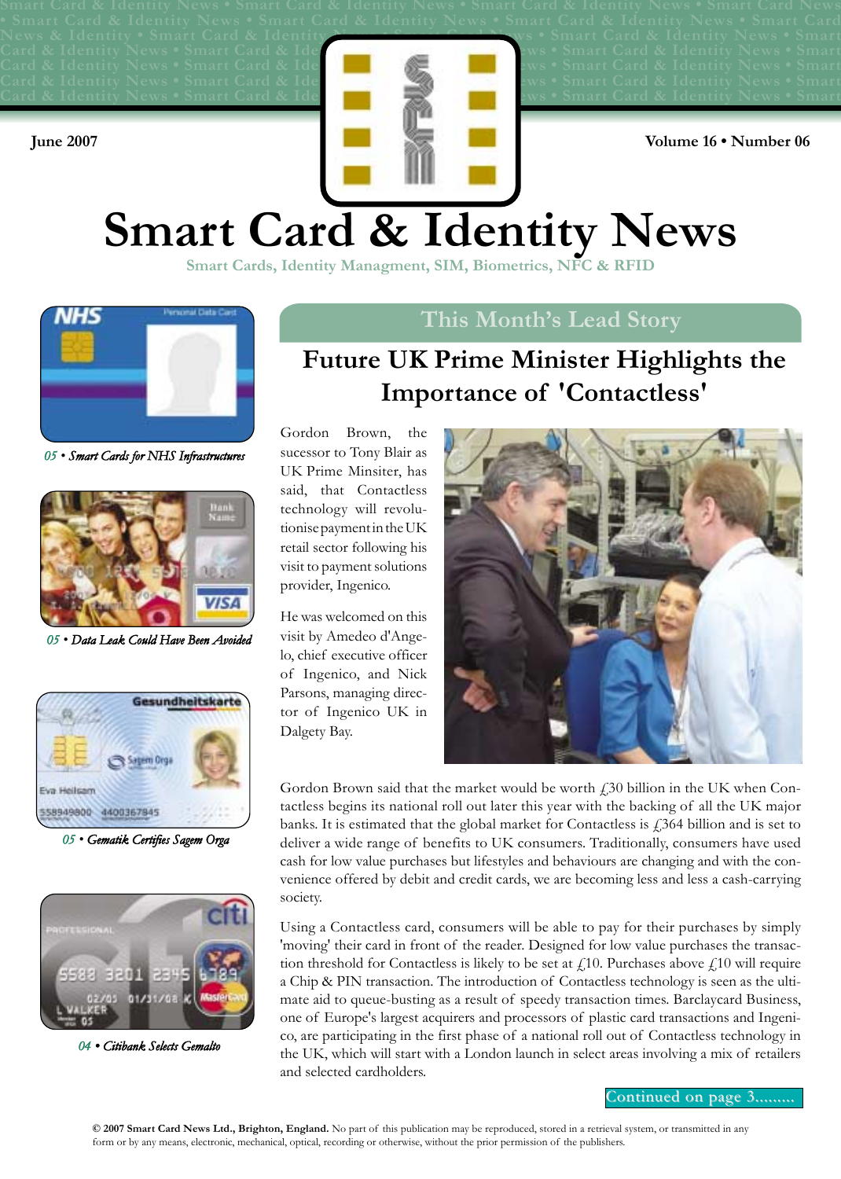June 2007 Volume 16 • Number 06

# Smart Card & Identity News

Smart Cards, Identity Managment, SIM, Biometrics, NFC & RFID

*05 • Smart Cards for NHS Infrastructures*

*05 • Data Leak Could Have Been Avoided*

*05 • Gematik Certifies Sagem Orga*

*04 • Citibank Selects Gemalto*

## This Month's Lead Story

## Future UK Prime Minister Highlights the Importance of 'Contactless'

Gordon Brown, the sucessor to Tony Blair as UK Prime Minsiter, has said, that Contactless technology will revolutionise payment in the UK retail sector following his visit to payment solutions provider, Ingenico.

He was welcomed on this visit by Amedeo d'Angelo, chief executive officer of Ingenico, and Nick Parsons, managing director of Ingenico UK in Dalgety Bay.

Gordon Brown said that the market would be worth £30 billion in the UK when Contactless begins its national roll out later this year with the backing of all the UK major banks. It is estimated that the global market for Contactless is £364 billion and is set to deliver a wide range of benefits to UK consumers. Traditionally, consumers have used cash for low value purchases but lifestyles and behaviours are changing and with the convenience offered by debit and credit cards, we are becoming less and less a cash-carrying society.

Using a Contactless card, consumers will be able to pay for their purchases by simply 'moving' their card in front of the reader. Designed for low value purchases the transaction threshold for Contactless is likely to be set at £10. Purchases above £10 will require a Chip & PIN transaction. The introduction of Contactless technology is seen as the ultimate aid to queue-busting as a result of speedy transaction times. Barclaycard Business, one of Europe's largest acquirers and processors of plastic card transactions and Ingenico, are participating in the first phase of a national roll out of Contactless technology in the UK, which will start with a London launch in select areas involving a mix of retailers and selected cardholders.

Continued on page 3.........

**© 2007 Smart Card News Ltd., Brighton, England.** No part of this publication may be reproduced, stored in a retrieval system, or transmitted in any form or by any means, electronic, mechanical, optical, recording or otherwise, without the prior permission of the publishers.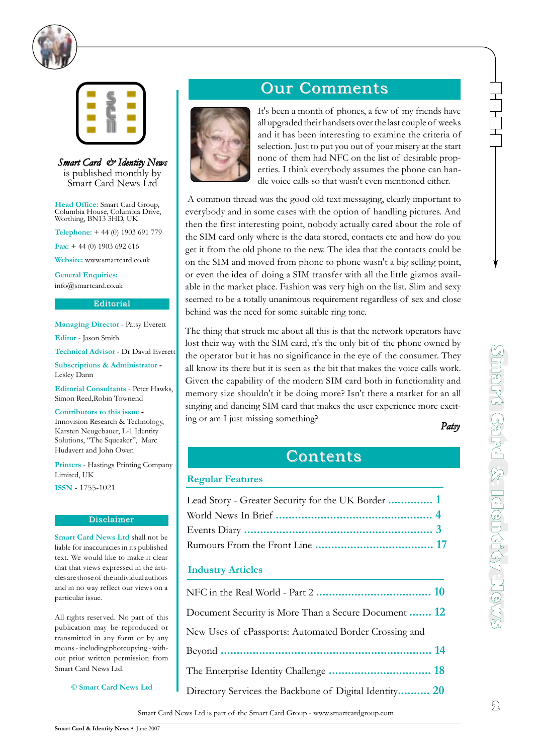*Smart Card & Identity News* is published monthly by Smart Card News Ltd

**Head Office:** Smart Card Group, Columbia House, Columbia Drive, Worthing, BN13 3HD, UK

**Telephone:** + 44 (0) 1903 691 779

**Fax:** + 44 (0) 1903 692 616

**Website:** www.smartcard.co.uk

**General Enquiries:** info@smartcard.co.uk

### Editorial

**Managing Director** - Patsy Everett

**Editor** - Jason Smith

**Technical Advisor** - Dr David Everett

**Subscriptions & Administrator** - Lesley Dann

**Editorial Consultants** - Peter Hawks, Simon Reed,Robin Townend

**Contributors to this issue** - Innovision Research & Technology, Karsten Neugebauer, L-1 Identity Solutions, "The Squeaker", Marc Hudavert and John Owen

**Printers** - Hastings Printing Company Limited, UK

**ISSN** - 1755-1021

### Disclaimer

**Smart Card News Ltd** shall not be liable for inaccuracies in its published text. We would like to make it clear that views expressed in the articles are those of the individual authors and in no way reflect our views on a particular issue.

All rights reserved. No part of this publication may be reproduced or transmitted in any form or by any means - including photocopying - without prior written permission from Smart Card News Ltd.

© Smart Card News Ltd

# Our Comments

It's been a month of phones, a few of my friends have all upgraded their handsets over the last couple of weeks and it has been interesting to examine the criteria of selection. Just to put you out of your misery at the start none of them had NFC on the list of desirable properties. I think everybody assumes the phone can handle voice calls so that wasn't even mentioned either.

A common thread was the good old text messaging, clearly important to everybody and in some cases with the option of handling pictures. And then the first interesting point, nobody actually cared about the role of the SIM card only where is the data stored, contacts etc and how do you get it from the old phone to the new. The idea that the contacts could be on the SIM and moved from phone to phone wasn't a big selling point, or even the idea of doing a SIM transfer with all the little gizmos available in the market place. Fashion was very high on the list. Slim and sexy seemed to be a totally unanimous requirement regardless of sex and close behind was the need for some suitable ring tone.

The thing that struck me about all this is that the network operators have lost their way with the SIM card, it's the only bit of the phone owned by the operator but it has no significance in the eye of the consumer. They all know its there but it is seen as the bit that makes the voice calls work. Given the capability of the modern SIM card both in functionality and memory size shouldn't it be doing more? Isn't there a market for an all singing and dancing SIM card that makes the user experience more exciting or am I just missing something?

*Patsy*

# Contents

## Regular Features

Lead Story - Greater Security for the UK Border ............. 1

World News In Brief ............................................... 4

Events Diary ......................................................... 3

Rumours From the Front Line .................................... 17

## Industry Articles

NFC in the Real World - Part 2 .................................. 10

Document Security is More Than a Secure Document ....... 12

New Uses of ePassports: Automated Border Crossing and Beyond ................................................................ 14

The Enterprise Identity Challenge ................................ 18

Directory Services the Backbone of Digital Identity.......... 20

Smart Card News Ltd is part of the Smart Card Group - www.smartcardgroup.com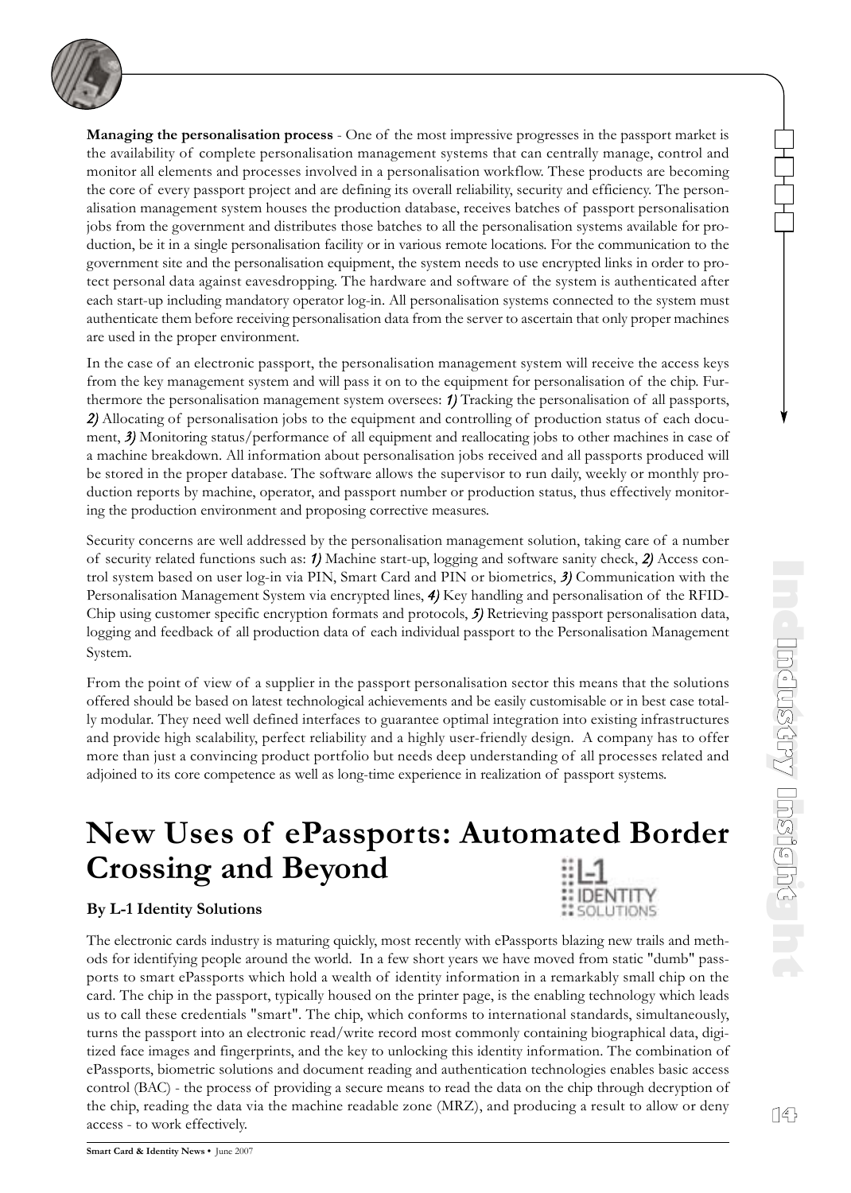**Managing the personalisation process** - One of the most impressive progresses in the passport market is the availability of complete personalisation management systems that can centrally manage, control and monitor all elements and processes involved in a personalisation workflow. These products are becoming the core of every passport project and are defining its overall reliability, security and efficiency. The personalisation management system houses the production database, receives batches of passport personalisation jobs from the government and distributes those batches to all the personalisation systems available for production, be it in a single personalisation facility or in various remote locations. For the communication to the government site and the personalisation equipment, the system needs to use encrypted links in order to protect personal data against eavesdropping. The hardware and software of the system is authenticated after each start-up including mandatory operator log-in. All personalisation systems connected to the system must authenticate them before receiving personalisation data from the server to ascertain that only proper machines are used in the proper environment.

In the case of an electronic passport, the personalisation management system will receive the access keys from the key management system and will pass it on to the equipment for personalisation of the chip. Furthermore the personalisation management system oversees: ***1)*** Tracking the personalisation of all passports, ***2)*** Allocating of personalisation jobs to the equipment and controlling of production status of each document, ***3)*** Monitoring status/performance of all equipment and reallocating jobs to other machines in case of a machine breakdown. All information about personalisation jobs received and all passports produced will be stored in the proper database. The software allows the supervisor to run daily, weekly or monthly production reports by machine, operator, and passport number or production status, thus effectively monitoring the production environment and proposing corrective measures.

Security concerns are well addressed by the personalisation management solution, taking care of a number of security related functions such as: ***1)*** Machine start-up, logging and software sanity check, ***2)*** Access control system based on user log-in via PIN, Smart Card and PIN or biometrics, ***3)*** Communication with the Personalisation Management System via encrypted lines, ***4)*** Key handling and personalisation of the RFID-Chip using customer specific encryption formats and protocols, ***5)*** Retrieving passport personalisation data, logging and feedback of all production data of each individual passport to the Personalisation Management System.

From the point of view of a supplier in the passport personalisation sector this means that the solutions offered should be based on latest technological achievements and be easily customisable or in best case totally modular. They need well defined interfaces to guarantee optimal integration into existing infrastructures and provide high scalability, perfect reliability and a highly user-friendly design. A company has to offer more than just a convincing product portfolio but needs deep understanding of all processes related and adjoined to its core competence as well as long-time experience in realization of passport systems.

# New Uses of ePassports: Automated Border Crossing and Beyond

**By L-1 Identity Solutions**

The electronic cards industry is maturing quickly, most recently with ePassports blazing new trails and methods for identifying people around the world. In a few short years we have moved from static "dumb" passports to smart ePassports which hold a wealth of identity information in a remarkably small chip on the card. The chip in the passport, typically housed on the printer page, is the enabling technology which leads us to call these credentials "smart". The chip, which conforms to international standards, simultaneously, turns the passport into an electronic read/write record most commonly containing biographical data, digitized face images and fingerprints, and the key to unlocking this identity information. The combination of ePassports, biometric solutions and document reading and authentication technologies enables basic access control (BAC) - the process of providing a secure means to read the data on the chip through decryption of the chip, reading the data via the machine readable zone (MRZ), and producing a result to allow or deny access - to work effectively.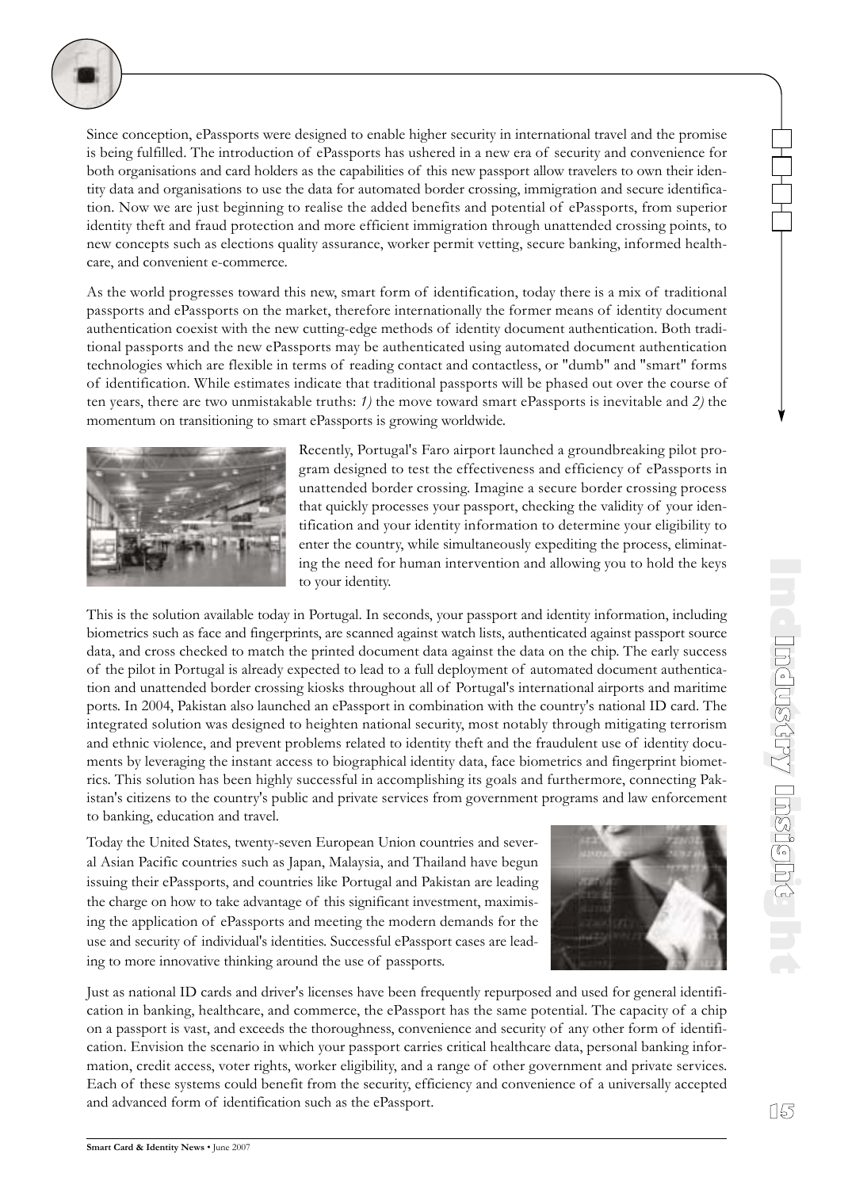Since conception, ePassports were designed to enable higher security in international travel and the promise is being fulfilled. The introduction of ePassports has ushered in a new era of security and convenience for both organisations and card holders as the capabilities of this new passport allow travelers to own their identity data and organisations to use the data for automated border crossing, immigration and secure identification. Now we are just beginning to realise the added benefits and potential of ePassports, from superior identity theft and fraud protection and more efficient immigration through unattended crossing points, to new concepts such as elections quality assurance, worker permit vetting, secure banking, informed healthcare, and convenient e-commerce.

As the world progresses toward this new, smart form of identification, today there is a mix of traditional passports and ePassports on the market, therefore internationally the former means of identity document authentication coexist with the new cutting-edge methods of identity document authentication. Both traditional passports and the new ePassports may be authenticated using automated document authentication technologies which are flexible in terms of reading contact and contactless, or "dumb" and "smart" forms of identification. While estimates indicate that traditional passports will be phased out over the course of ten years, there are two unmistakable truths: *1)* the move toward smart ePassports is inevitable and *2)* the momentum on transitioning to smart ePassports is growing worldwide.

Recently, Portugal's Faro airport launched a groundbreaking pilot program designed to test the effectiveness and efficiency of ePassports in unattended border crossing. Imagine a secure border crossing process that quickly processes your passport, checking the validity of your identification and your identity information to determine your eligibility to enter the country, while simultaneously expediting the process, eliminating the need for human intervention and allowing you to hold the keys to your identity.

This is the solution available today in Portugal. In seconds, your passport and identity information, including biometrics such as face and fingerprints, are scanned against watch lists, authenticated against passport source data, and cross checked to match the printed document data against the data on the chip. The early success of the pilot in Portugal is already expected to lead to a full deployment of automated document authentication and unattended border crossing kiosks throughout all of Portugal's international airports and maritime ports. In 2004, Pakistan also launched an ePassport in combination with the country's national ID card. The integrated solution was designed to heighten national security, most notably through mitigating terrorism and ethnic violence, and prevent problems related to identity theft and the fraudulent use of identity documents by leveraging the instant access to biographical identity data, face biometrics and fingerprint biometrics. This solution has been highly successful in accomplishing its goals and furthermore, connecting Pakistan's citizens to the country's public and private services from government programs and law enforcement to banking, education and travel.

Today the United States, twenty-seven European Union countries and several Asian Pacific countries such as Japan, Malaysia, and Thailand have begun issuing their ePassports, and countries like Portugal and Pakistan are leading the charge on how to take advantage of this significant investment, maximising the application of ePassports and meeting the modern demands for the use and security of individual's identities. Successful ePassport cases are leading to more innovative thinking around the use of passports.

Just as national ID cards and driver's licenses have been frequently repurposed and used for general identification in banking, healthcare, and commerce, the ePassport has the same potential. The capacity of a chip on a passport is vast, and exceeds the thoroughness, convenience and security of any other form of identification. Envision the scenario in which your passport carries critical healthcare data, personal banking information, credit access, voter rights, worker eligibility, and a range of other government and private services. Each of these systems could benefit from the security, efficiency and convenience of a universally accepted and advanced form of identification such as the ePassport.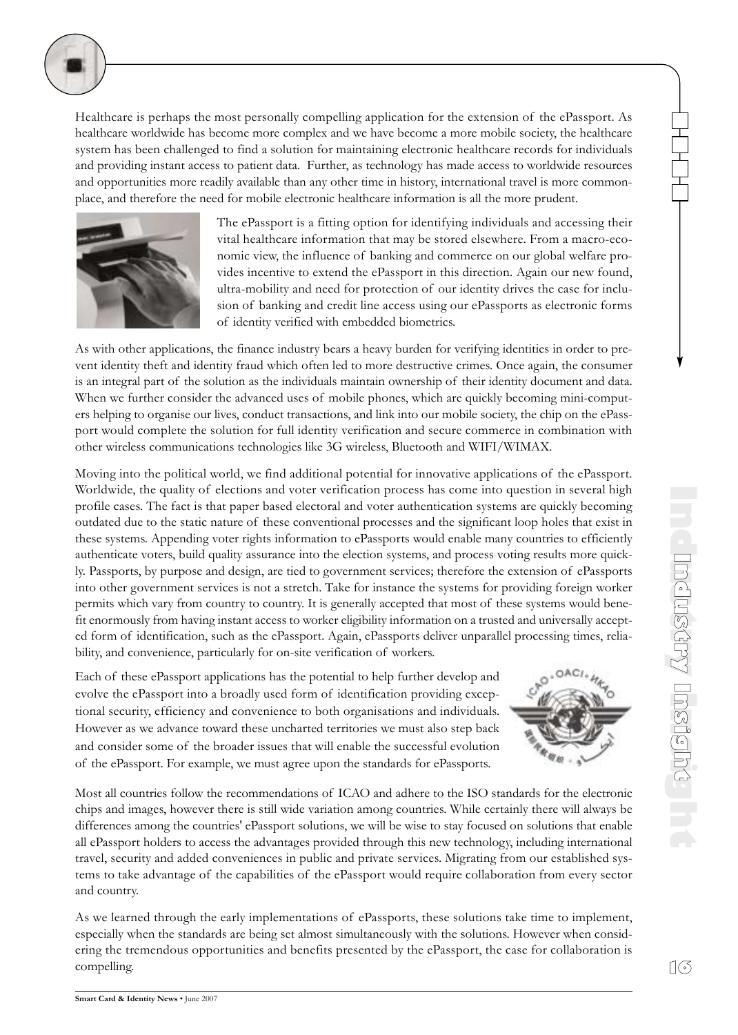Healthcare is perhaps the most personally compelling application for the extension of the ePassport. As healthcare worldwide has become more complex and we have become a more mobile society, the healthcare system has been challenged to find a solution for maintaining electronic healthcare records for individuals and providing instant access to patient data. Further, as technology has made access to worldwide resources and opportunities more readily available than any other time in history, international travel is more commonplace, and therefore the need for mobile electronic healthcare information is all the more prudent.

The ePassport is a fitting option for identifying individuals and accessing their vital healthcare information that may be stored elsewhere. From a macro-economic view, the influence of banking and commerce on our global welfare provides incentive to extend the ePassport in this direction. Again our new found, ultra-mobility and need for protection of our identity drives the case for inclusion of banking and credit line access using our ePassports as electronic forms of identity verified with embedded biometrics.

As with other applications, the finance industry bears a heavy burden for verifying identities in order to prevent identity theft and identity fraud which often led to more destructive crimes. Once again, the consumer is an integral part of the solution as the individuals maintain ownership of their identity document and data. When we further consider the advanced uses of mobile phones, which are quickly becoming mini-computers helping to organise our lives, conduct transactions, and link into our mobile society, the chip on the ePassport would complete the solution for full identity verification and secure commerce in combination with other wireless communications technologies like 3G wireless, Bluetooth and WIFI/WIMAX.

Moving into the political world, we find additional potential for innovative applications of the ePassport. Worldwide, the quality of elections and voter verification process has come into question in several high profile cases. The fact is that paper based electoral and voter authentication systems are quickly becoming outdated due to the static nature of these conventional processes and the significant loop holes that exist in these systems. Appending voter rights information to ePassports would enable many countries to efficiently authenticate voters, build quality assurance into the election systems, and process voting results more quickly. Passports, by purpose and design, are tied to government services; therefore the extension of ePassports into other government services is not a stretch. Take for instance the systems for providing foreign worker permits which vary from country to country. It is generally accepted that most of these systems would benefit enormously from having instant access to worker eligibility information on a trusted and universally accepted form of identification, such as the ePassport. Again, ePassports deliver unparallel processing times, reliability, and convenience, particularly for on-site verification of workers.

Each of these ePassport applications has the potential to help further develop and evolve the ePassport into a broadly used form of identification providing exceptional security, efficiency and convenience to both organisations and individuals. However as we advance toward these uncharted territories we must also step back and consider some of the broader issues that will enable the successful evolution of the ePassport. For example, we must agree upon the standards for ePassports.

Most all countries follow the recommendations of ICAO and adhere to the ISO standards for the electronic chips and images, however there is still wide variation among countries. While certainly there will always be differences among the countries' ePassport solutions, we will be wise to stay focused on solutions that enable all ePassport holders to access the advantages provided through this new technology, including international travel, security and added conveniences in public and private services. Migrating from our established systems to take advantage of the capabilities of the ePassport would require collaboration from every sector and country.

As we learned through the early implementations of ePassports, these solutions take time to implement, especially when the standards are being set almost simultaneously with the solutions. However when considering the tremendous opportunities and benefits presented by the ePassport, the case for collaboration is compelling.